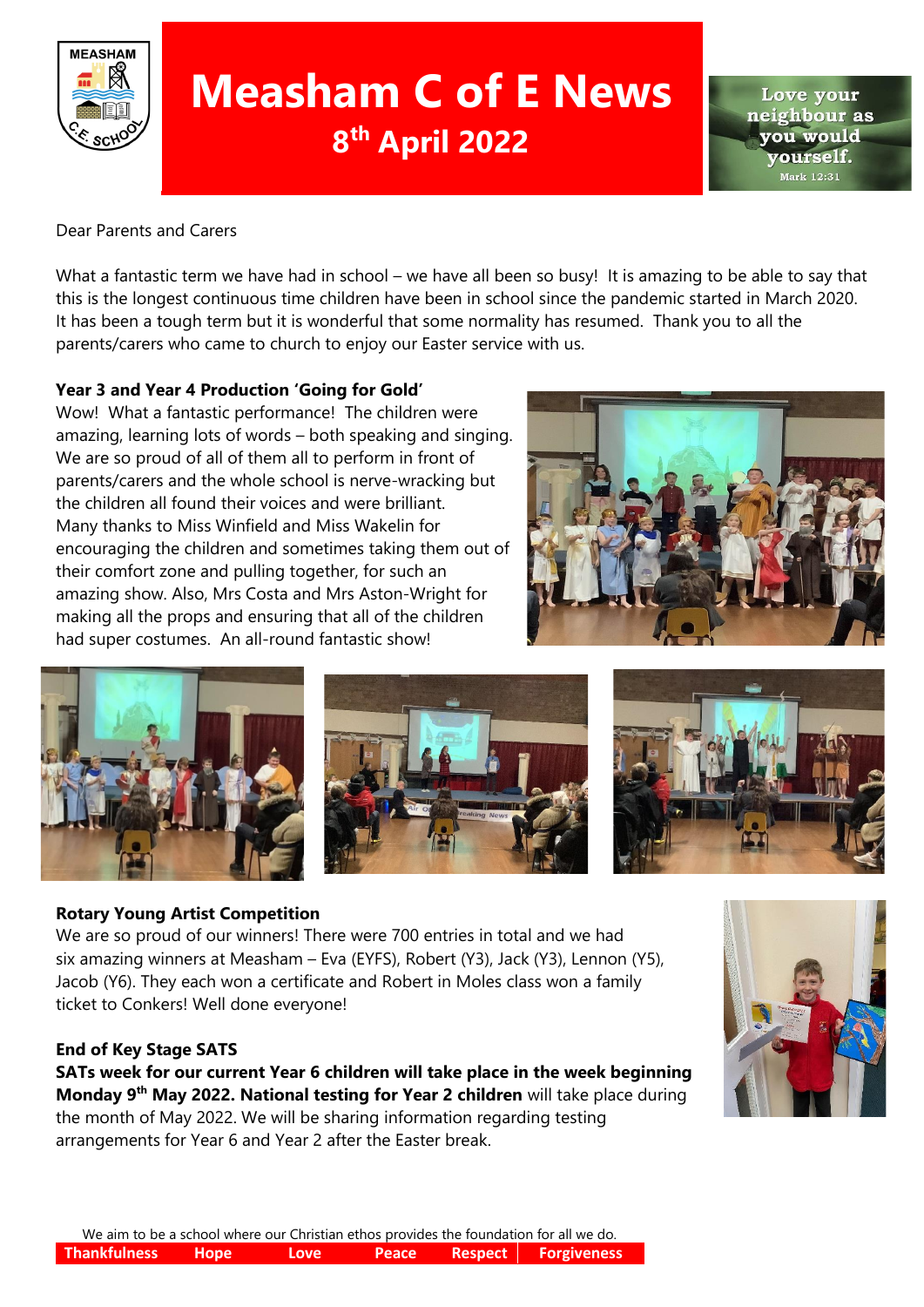# Measham C of E News

## 8th April 2022

Love your neighbour as you would yourself.
Mark 12:31

Dear Parents and Carers

What a fantastic term we have had in school – we have all been so busy! It is amazing to be able to say that this is the longest continuous time children have been in school since the pandemic started in March 2020. It has been a tough term but it is wonderful that some normality has resumed. Thank you to all the parents/carers who came to church to enjoy our Easter service with us.

**Year 3 and Year 4 Production 'Going for Gold'**

Wow! What a fantastic performance! The children were amazing, learning lots of words – both speaking and singing. We are so proud of all of them all to perform in front of parents/carers and the whole school is nerve-wracking but the children all found their voices and were brilliant. Many thanks to Miss Winfield and Miss Wakelin for encouraging the children and sometimes taking them out of their comfort zone and pulling together, for such an amazing show. Also, Mrs Costa and Mrs Aston-Wright for making all the props and ensuring that all of the children had super costumes. An all-round fantastic show!

**Rotary Young Artist Competition**

We are so proud of our winners! There were 700 entries in total and we had six amazing winners at Measham – Eva (EYFS), Robert (Y3), Jack (Y3), Lennon (Y5), Jacob (Y6). They each won a certificate and Robert in Moles class won a family ticket to Conkers! Well done everyone!

**End of Key Stage SATS**

**SATs week for our current Year 6 children will take place in the week beginning Monday 9th May 2022. National testing for Year 2 children** will take place during the month of May 2022. We will be sharing information regarding testing arrangements for Year 6 and Year 2 after the Easter break.

We aim to be a school where our Christian ethos provides the foundation for all we do.

Thankfulness Hope Love Peace Respect Forgiveness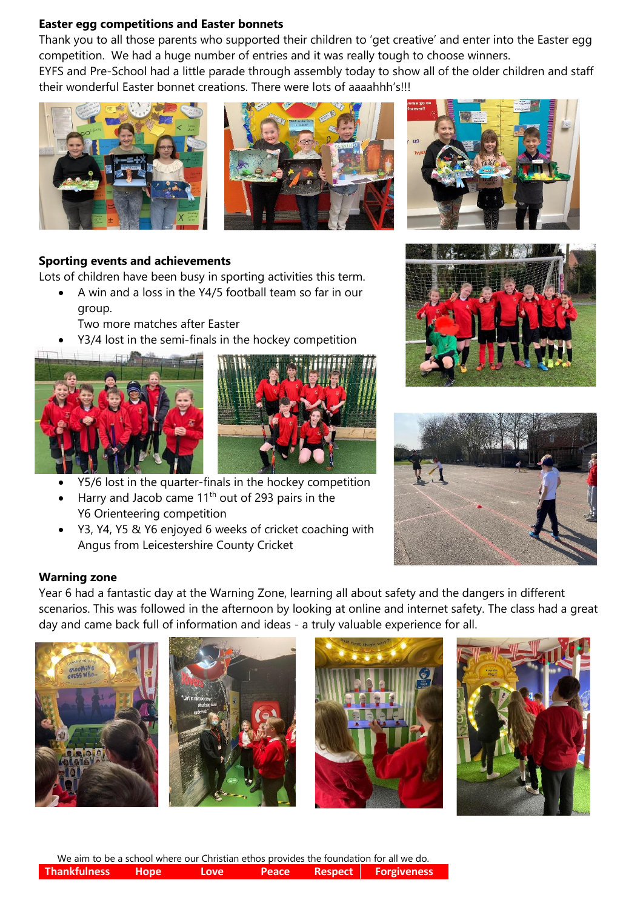**Easter egg competitions and Easter bonnets**

Thank you to all those parents who supported their children to 'get creative' and enter into the Easter egg competition. We had a huge number of entries and it was really tough to choose winners.

EYFS and Pre-School had a little parade through assembly today to show all of the older children and staff their wonderful Easter bonnet creations. There were lots of aaaahhh's!!!

**Sporting events and achievements**

Lots of children have been busy in sporting activities this term.

- A win and a loss in the Y4/5 football team so far in our group.
  Two more matches after Easter
- Y3/4 lost in the semi-finals in the hockey competition
- Y5/6 lost in the quarter-finals in the hockey competition
- Harry and Jacob came 11th out of 293 pairs in the Y6 Orienteering competition
- Y3, Y4, Y5 & Y6 enjoyed 6 weeks of cricket coaching with Angus from Leicestershire County Cricket

**Warning zone**

Year 6 had a fantastic day at the Warning Zone, learning all about safety and the dangers in different scenarios. This was followed in the afternoon by looking at online and internet safety. The class had a great day and came back full of information and ideas - a truly valuable experience for all.

We aim to be a school where our Christian ethos provides the foundation for all we do.

**Thankfulness Hope Love Peace Respect Forgiveness**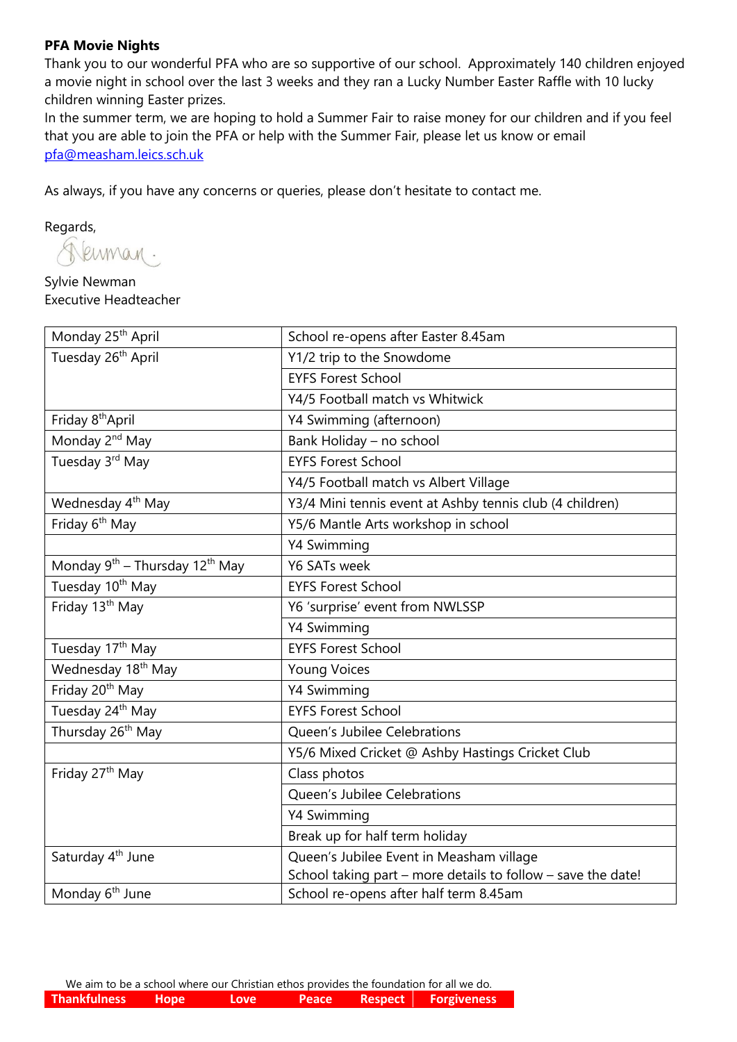**PFA Movie Nights**

Thank you to our wonderful PFA who are so supportive of our school. Approximately 140 children enjoyed a movie night in school over the last 3 weeks and they ran a Lucky Number Easter Raffle with 10 lucky children winning Easter prizes.

In the summer term, we are hoping to hold a Summer Fair to raise money for our children and if you feel that you are able to join the PFA or help with the Summer Fair, please let us know or email pfa@measham.leics.sch.uk

As always, if you have any concerns or queries, please don't hesitate to contact me.

Regards,

Sylvie Newman
Executive Headteacher

| | |
|---|---|
| Monday 25th April | School re-opens after Easter 8.45am |
| Tuesday 26th April | Y1/2 trip to the Snowdome |
| | EYFS Forest School |
| | Y4/5 Football match vs Whitwick |
| Friday 8th April | Y4 Swimming (afternoon) |
| Monday 2nd May | Bank Holiday – no school |
| Tuesday 3rd May | EYFS Forest School |
| | Y4/5 Football match vs Albert Village |
| Wednesday 4th May | Y3/4 Mini tennis event at Ashby tennis club (4 children) |
| Friday 6th May | Y5/6 Mantle Arts workshop in school |
| | Y4 Swimming |
| Monday 9th – Thursday 12th May | Y6 SATs week |
| Tuesday 10th May | EYFS Forest School |
| Friday 13th May | Y6 'surprise' event from NWLSSP |
| | Y4 Swimming |
| Tuesday 17th May | EYFS Forest School |
| Wednesday 18th May | Young Voices |
| Friday 20th May | Y4 Swimming |
| Tuesday 24th May | EYFS Forest School |
| Thursday 26th May | Queen's Jubilee Celebrations |
| | Y5/6 Mixed Cricket @ Ashby Hastings Cricket Club |
| Friday 27th May | Class photos |
| | Queen's Jubilee Celebrations |
| | Y4 Swimming |
| | Break up for half term holiday |
| Saturday 4th June | Queen's Jubilee Event in Measham village<br>School taking part – more details to follow – save the date! |
| Monday 6th June | School re-opens after half term 8.45am |

We aim to be a school where our Christian ethos provides the foundation for all we do.

**Thankfulness Hope Love Peace Respect Forgiveness**